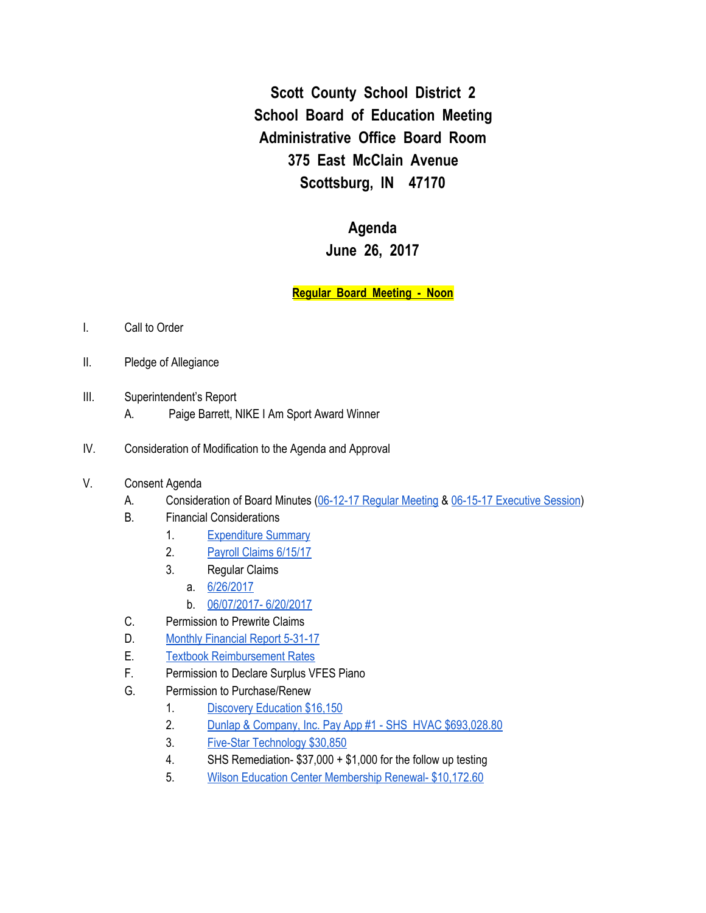# Scott County School District 2
## School Board of Education Meeting
## Administrative Office Board Room
## 375 East McClain Avenue
## Scottsburg, IN 47170

## Agenda
## June 26, 2017

**Regular Board Meeting - Noon**

I. Call to Order

II. Pledge of Allegiance

III. Superintendent's Report
   A. Paige Barrett, NIKE I Am Sport Award Winner

IV. Consideration of Modification to the Agenda and Approval

V. Consent Agenda
   A. Consideration of Board Minutes (06-12-17 Regular Meeting & 06-15-17 Executive Session)
   B. Financial Considerations
      1. Expenditure Summary
      2. Payroll Claims 6/15/17
      3. Regular Claims
         a. 6/26/2017
         b. 06/07/2017- 6/20/2017
   C. Permission to Prewrite Claims
   D. Monthly Financial Report 5-31-17
   E. Textbook Reimbursement Rates
   F. Permission to Declare Surplus VFES Piano
   G. Permission to Purchase/Renew
      1. Discovery Education $16,150
      2. Dunlap & Company, Inc. Pay App #1 - SHS HVAC $693,028.80
      3. Five-Star Technology $30,850
      4. SHS Remediation- $37,000 + $1,000 for the follow up testing
      5. Wilson Education Center Membership Renewal- $10,172.60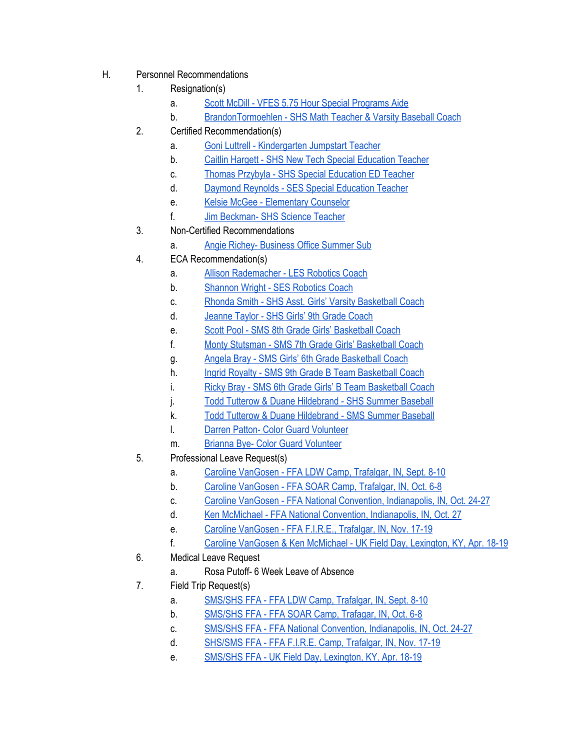H. Personnel Recommendations

1. Resignation(s)
   a. Scott McDill - VFES 5.75 Hour Special Programs Aide
   b. BrandonTormoehlen - SHS Math Teacher & Varsity Baseball Coach
2. Certified Recommendation(s)
   a. Goni Luttrell - Kindergarten Jumpstart Teacher
   b. Caitlin Hargett - SHS New Tech Special Education Teacher
   c. Thomas Przybyla - SHS Special Education ED Teacher
   d. Daymond Reynolds - SES Special Education Teacher
   e. Kelsie McGee - Elementary Counselor
   f. Jim Beckman- SHS Science Teacher
3. Non-Certified Recommendations
   a. Angie Richey- Business Office Summer Sub
4. ECA Recommendation(s)
   a. Allison Rademacher - LES Robotics Coach
   b. Shannon Wright - SES Robotics Coach
   c. Rhonda Smith - SHS Asst. Girls' Varsity Basketball Coach
   d. Jeanne Taylor - SHS Girls' 9th Grade Coach
   e. Scott Pool - SMS 8th Grade Girls' Basketball Coach
   f. Monty Stutsman - SMS 7th Grade Girls' Basketball Coach
   g. Angela Bray - SMS Girls' 6th Grade Basketball Coach
   h. Ingrid Royalty - SMS 9th Grade B Team Basketball Coach
   i. Ricky Bray - SMS 6th Grade Girls' B Team Basketball Coach
   j. Todd Tutterow & Duane Hildebrand - SHS Summer Baseball
   k. Todd Tutterow & Duane Hildebrand - SMS Summer Baseball
   l. Darren Patton- Color Guard Volunteer
   m. Brianna Bye- Color Guard Volunteer
5. Professional Leave Request(s)
   a. Caroline VanGosen - FFA LDW Camp, Trafalgar, IN, Sept. 8-10
   b. Caroline VanGosen - FFA SOAR Camp, Trafalgar, IN, Oct. 6-8
   c. Caroline VanGosen - FFA National Convention, Indianapolis, IN, Oct. 24-27
   d. Ken McMichael - FFA National Convention, Indianapolis, IN, Oct. 27
   e. Caroline VanGosen - FFA F.I.R.E., Trafalgar, IN, Nov. 17-19
   f. Caroline VanGosen & Ken McMichael - UK Field Day, Lexington, KY, Apr. 18-19
6. Medical Leave Request
   a. Rosa Putoff- 6 Week Leave of Absence
7. Field Trip Request(s)
   a. SMS/SHS FFA - FFA LDW Camp, Trafalgar, IN, Sept. 8-10
   b. SMS/SHS FFA - FFA SOAR Camp, Trafagar, IN, Oct. 6-8
   c. SMS/SHS FFA - FFA National Convention, Indianapolis, IN, Oct. 24-27
   d. SHS/SMS FFA - FFA F.I.R.E. Camp, Trafalgar, IN, Nov. 17-19
   e. SMS/SHS FFA - UK Field Day, Lexington, KY, Apr. 18-19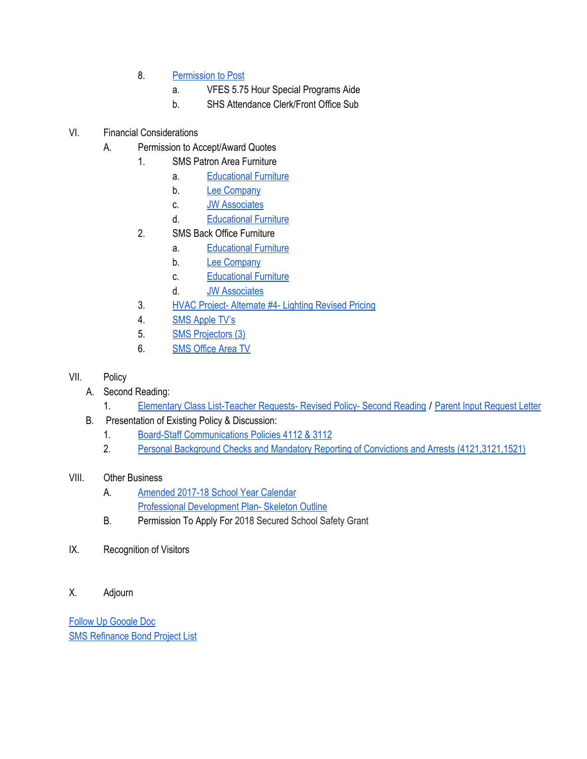8. Permission to Post
    a. VFES 5.75 Hour Special Programs Aide
    b. SHS Attendance Clerk/Front Office Sub

VI. Financial Considerations

A. Permission to Accept/Award Quotes

1. SMS Patron Area Furniture
    a. Educational Furniture
    b. Lee Company
    c. JW Associates
    d. Educational Furniture
2. SMS Back Office Furniture
    a. Educational Furniture
    b. Lee Company
    c. Educational Furniture
    d. JW Associates
3. HVAC Project- Alternate #4- Lighting Revised Pricing
4. SMS Apple TV's
5. SMS Projectors (3)
6. SMS Office Area TV

VII. Policy

A. Second Reading:

1. Elementary Class List-Teacher Requests- Revised Policy- Second Reading / Parent Input Request Letter

B. Presentation of Existing Policy & Discussion:

1. Board-Staff Communications Policies 4112 & 3112
2. Personal Background Checks and Mandatory Reporting of Convictions and Arrests (4121,3121,1521)

VIII. Other Business

A. Amended 2017-18 School Year Calendar
   Professional Development Plan- Skeleton Outline

B. Permission To Apply For 2018 Secured School Safety Grant

IX. Recognition of Visitors

X. Adjourn

Follow Up Google Doc
SMS Refinance Bond Project List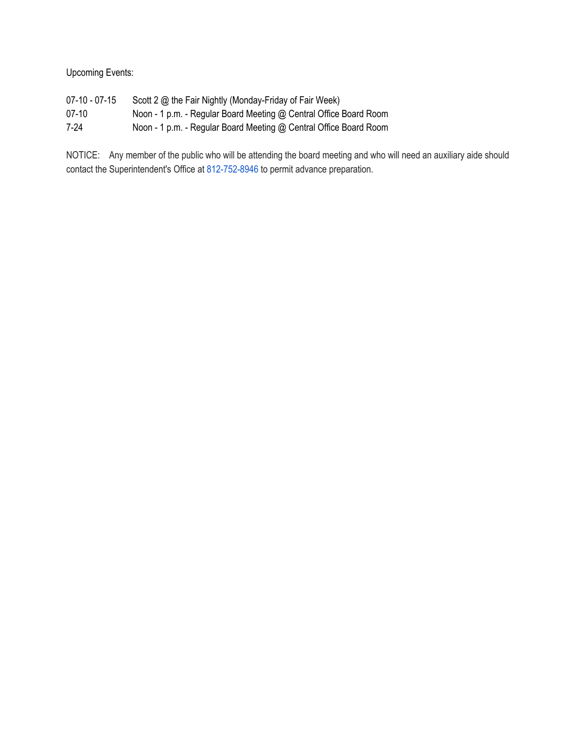Upcoming Events:

| | |
|---|---|
| 07-10 - 07-15 | Scott 2 @ the Fair Nightly (Monday-Friday of Fair Week) |
| 07-10 | Noon - 1 p.m. - Regular Board Meeting @ Central Office Board Room |
| 7-24 | Noon - 1 p.m. - Regular Board Meeting @ Central Office Board Room |

NOTICE: Any member of the public who will be attending the board meeting and who will need an auxiliary aide should contact the Superintendent's Office at 812-752-8946 to permit advance preparation.